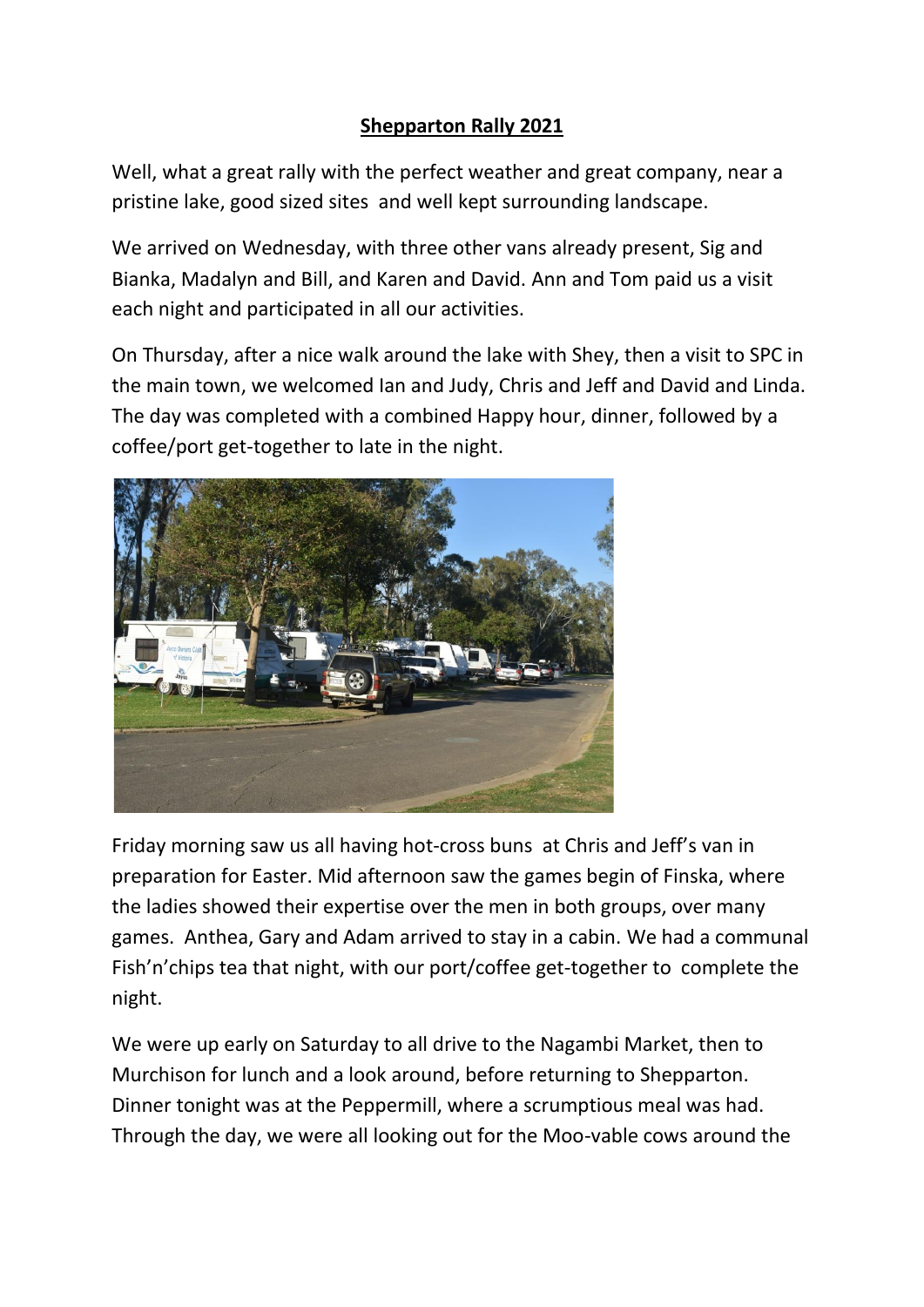# Shepparton Rally 2021

Well, what a great rally with the perfect weather and great company, near a pristine lake, good sized sites and well kept surrounding landscape.

We arrived on Wednesday, with three other vans already present, Sig and Bianka, Madalyn and Bill, and Karen and David. Ann and Tom paid us a visit each night and participated in all our activities.

On Thursday, after a nice walk around the lake with Shey, then a visit to SPC in the main town, we welcomed Ian and Judy, Chris and Jeff and David and Linda. The day was completed with a combined Happy hour, dinner, followed by a coffee/port get-together to late in the night.

Friday morning saw us all having hot-cross buns at Chris and Jeff's van in preparation for Easter. Mid afternoon saw the games begin of Finska, where the ladies showed their expertise over the men in both groups, over many games. Anthea, Gary and Adam arrived to stay in a cabin. We had a communal Fish'n'chips tea that night, with our port/coffee get-together to complete the night.

We were up early on Saturday to all drive to the Nagambi Market, then to Murchison for lunch and a look around, before returning to Shepparton. Dinner tonight was at the Peppermill, where a scrumptious meal was had. Through the day, we were all looking out for the Moo-vable cows around the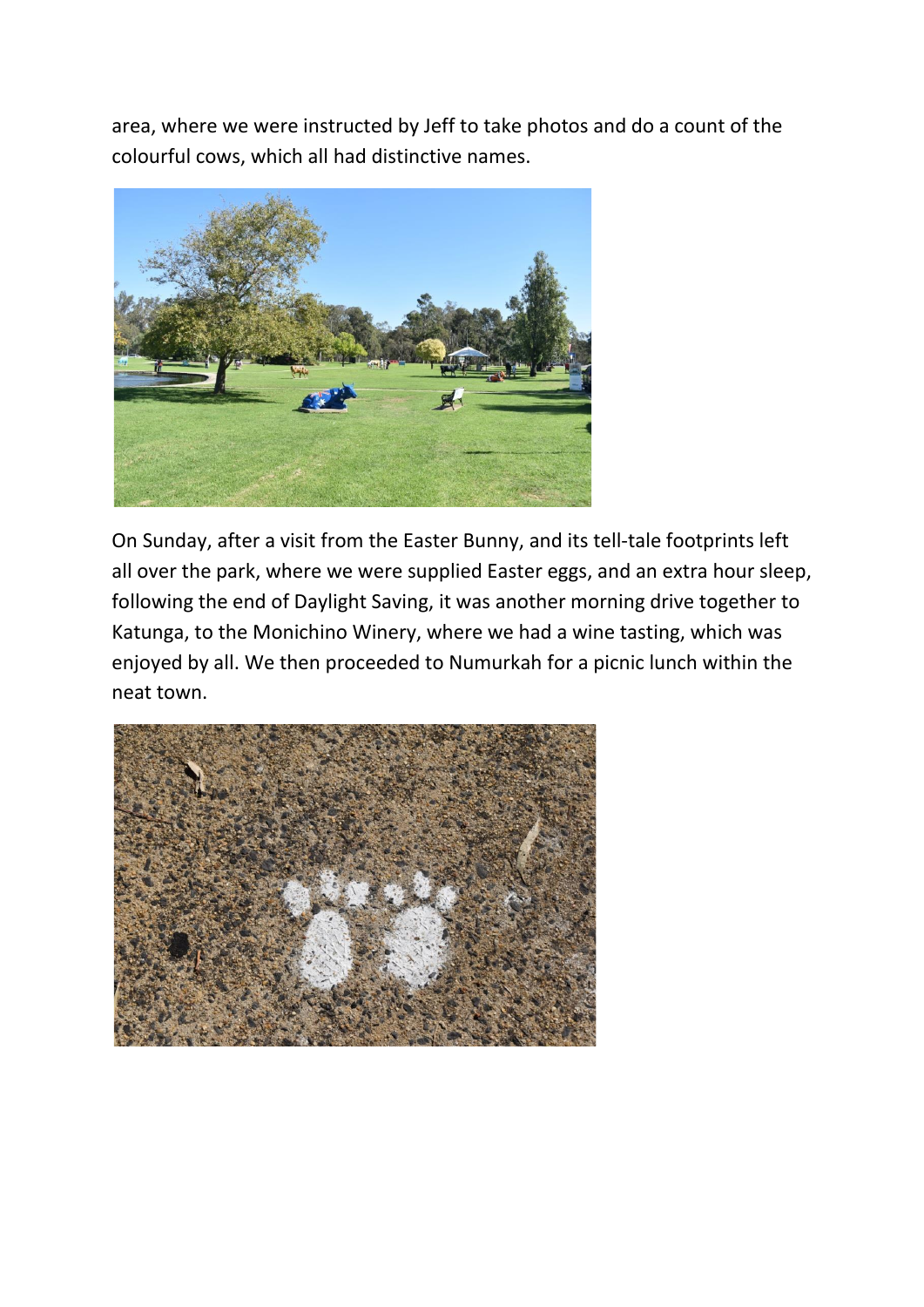area, where we were instructed by Jeff to take photos and do a count of the colourful cows, which all had distinctive names.

On Sunday, after a visit from the Easter Bunny, and its tell-tale footprints left all over the park, where we were supplied Easter eggs, and an extra hour sleep, following the end of Daylight Saving, it was another morning drive together to Katunga, to the Monichino Winery, where we had a wine tasting, which was enjoyed by all. We then proceeded to Numurkah for a picnic lunch within the neat town.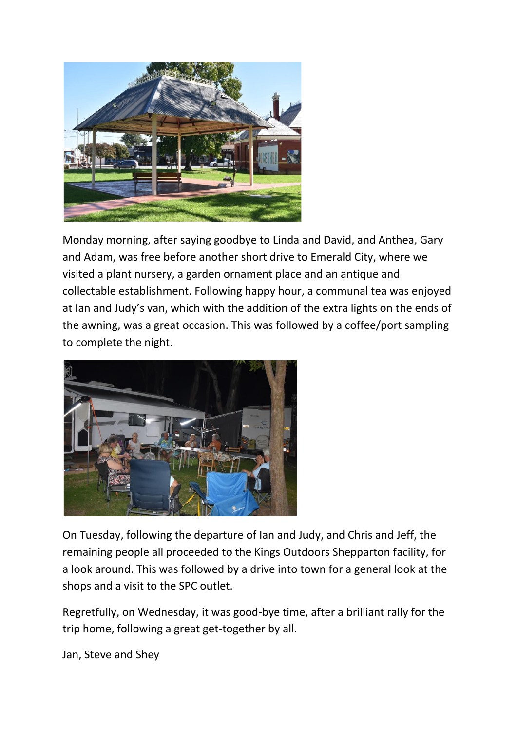Monday morning, after saying goodbye to Linda and David, and Anthea, Gary and Adam, was free before another short drive to Emerald City, where we visited a plant nursery, a garden ornament place and an antique and collectable establishment. Following happy hour, a communal tea was enjoyed at Ian and Judy's van, which with the addition of the extra lights on the ends of the awning, was a great occasion. This was followed by a coffee/port sampling to complete the night.

On Tuesday, following the departure of Ian and Judy, and Chris and Jeff, the remaining people all proceeded to the Kings Outdoors Shepparton facility, for a look around. This was followed by a drive into town for a general look at the shops and a visit to the SPC outlet.

Regretfully, on Wednesday, it was good-bye time, after a brilliant rally for the trip home, following a great get-together by all.

Jan, Steve and Shey